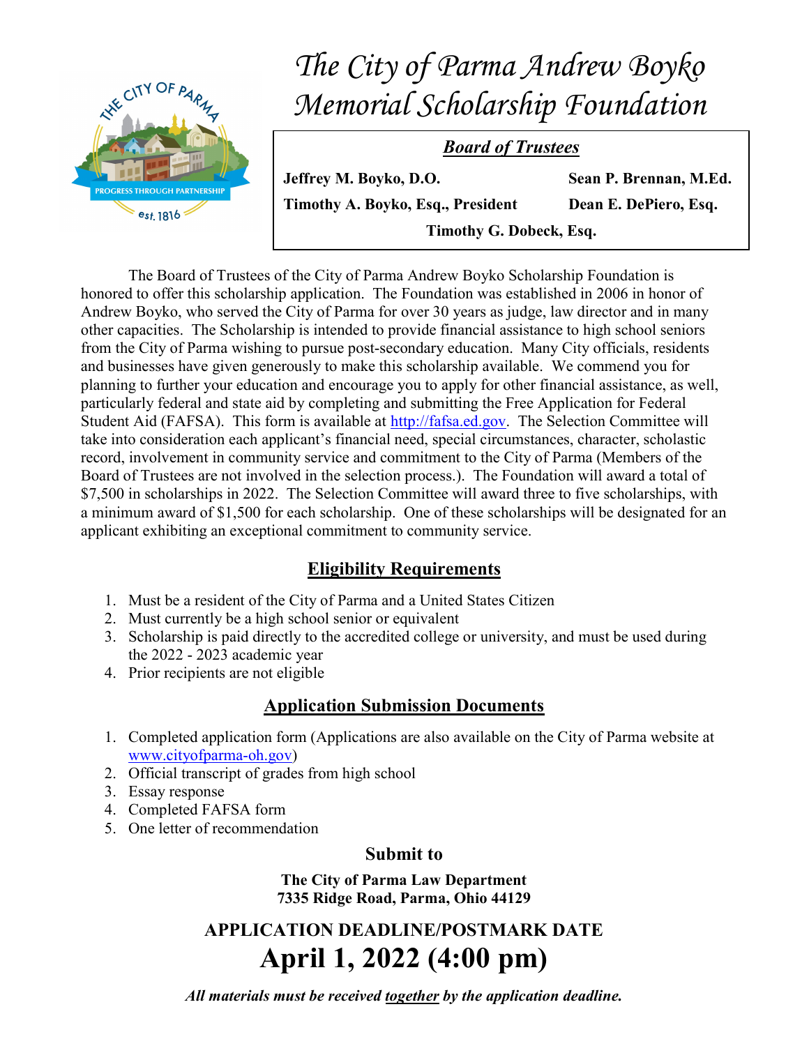# The City of Parma Andrew Boyko Memorial Scholarship Foundation

THE CITY OF PARMA
PROGRESS THROUGH PARTNERSHIP
est. 1816

***Board of Trustees***

**Jeffrey M. Boyko, D.O.** | **Sean P. Brennan, M.Ed.**

**Timothy A. Boyko, Esq., President** | **Dean E. DePiero, Esq.**

**Timothy G. Dobeck, Esq.**

The Board of Trustees of the City of Parma Andrew Boyko Scholarship Foundation is honored to offer this scholarship application. The Foundation was established in 2006 in honor of Andrew Boyko, who served the City of Parma for over 30 years as judge, law director and in many other capacities. The Scholarship is intended to provide financial assistance to high school seniors from the City of Parma wishing to pursue post-secondary education. Many City officials, residents and businesses have given generously to make this scholarship available. We commend you for planning to further your education and encourage you to apply for other financial assistance, as well, particularly federal and state aid by completing and submitting the Free Application for Federal Student Aid (FAFSA). This form is available at http://fafsa.ed.gov. The Selection Committee will take into consideration each applicant's financial need, special circumstances, character, scholastic record, involvement in community service and commitment to the City of Parma (Members of the Board of Trustees are not involved in the selection process.). The Foundation will award a total of $7,500 in scholarships in 2022. The Selection Committee will award three to five scholarships, with a minimum award of $1,500 for each scholarship. One of these scholarships will be designated for an applicant exhibiting an exceptional commitment to community service.

## Eligibility Requirements

1. Must be a resident of the City of Parma and a United States Citizen
2. Must currently be a high school senior or equivalent
3. Scholarship is paid directly to the accredited college or university, and must be used during the 2022 - 2023 academic year
4. Prior recipients are not eligible

## Application Submission Documents

1. Completed application form (Applications are also available on the City of Parma website at www.cityofparma-oh.gov)
2. Official transcript of grades from high school
3. Essay response
4. Completed FAFSA form
5. One letter of recommendation

### Submit to

**The City of Parma Law Department**
**7335 Ridge Road, Parma, Ohio 44129**

## APPLICATION DEADLINE/POSTMARK DATE

# April 1, 2022 (4:00 pm)

***All materials must be received together by the application deadline.***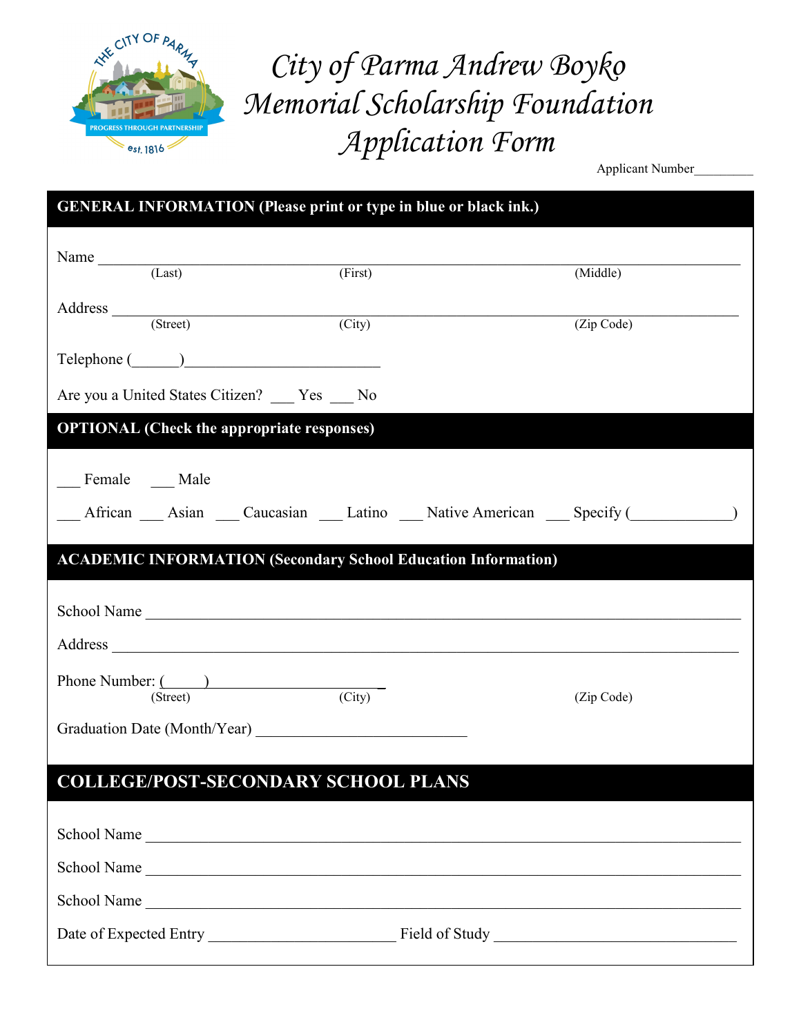# City of Parma Andrew Boyko Memorial Scholarship Foundation Application Form

Applicant Number_________

## GENERAL INFORMATION (Please print or type in blue or black ink.)

Name ______________________________________________________________________
(Last) (First) (Middle)

Address ____________________________________________________________________
(Street) (City) (Zip Code)

Telephone (______)_________________________

Are you a United States Citizen? ___ Yes ___ No

## OPTIONAL (Check the appropriate responses)

___ Female ___ Male

___ African ___ Asian ___ Caucasian ___ Latino ___ Native American ___ Specify (_____________)

## ACADEMIC INFORMATION (Secondary School Education Information)

School Name ________________________________________________________________

Address ____________________________________________________________________

Phone Number: (_____)_________________________
(Street) (City) (Zip Code)

Graduation Date (Month/Year) ___________________________

## COLLEGE/POST-SECONDARY SCHOOL PLANS

School Name ________________________________________________________________

School Name ________________________________________________________________

School Name ________________________________________________________________

Date of Expected Entry ________________________ Field of Study ______________________________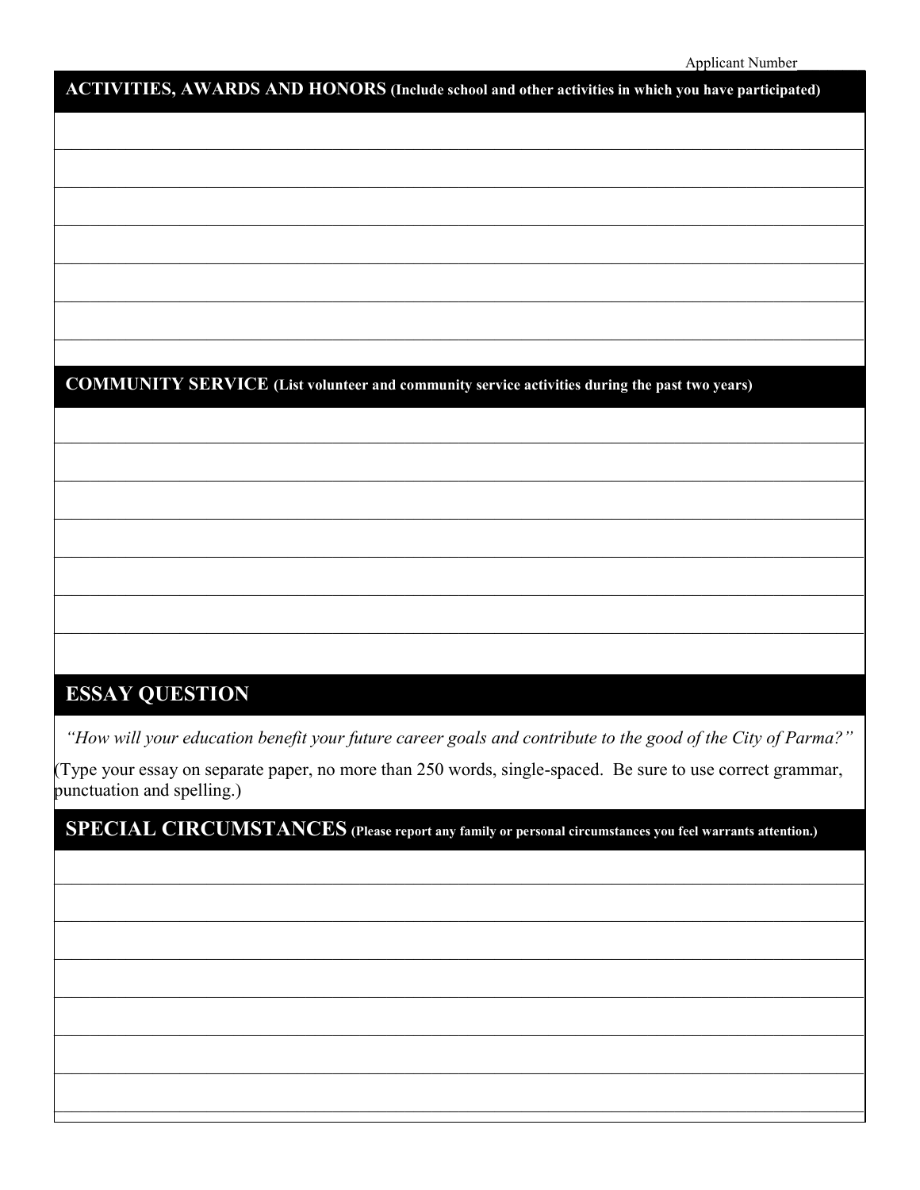Applicant Number\_\_\_\_\_\_\_\_

## ACTIVITIES, AWARDS AND HONORS (Include school and other activities in which you have participated)

## COMMUNITY SERVICE (List volunteer and community service activities during the past two years)

## ESSAY QUESTION

*"How will your education benefit your future career goals and contribute to the good of the City of Parma?"*

(Type your essay on separate paper, no more than 250 words, single-spaced. Be sure to use correct grammar, punctuation and spelling.)

## SPECIAL CIRCUMSTANCES (Please report any family or personal circumstances you feel warrants attention.)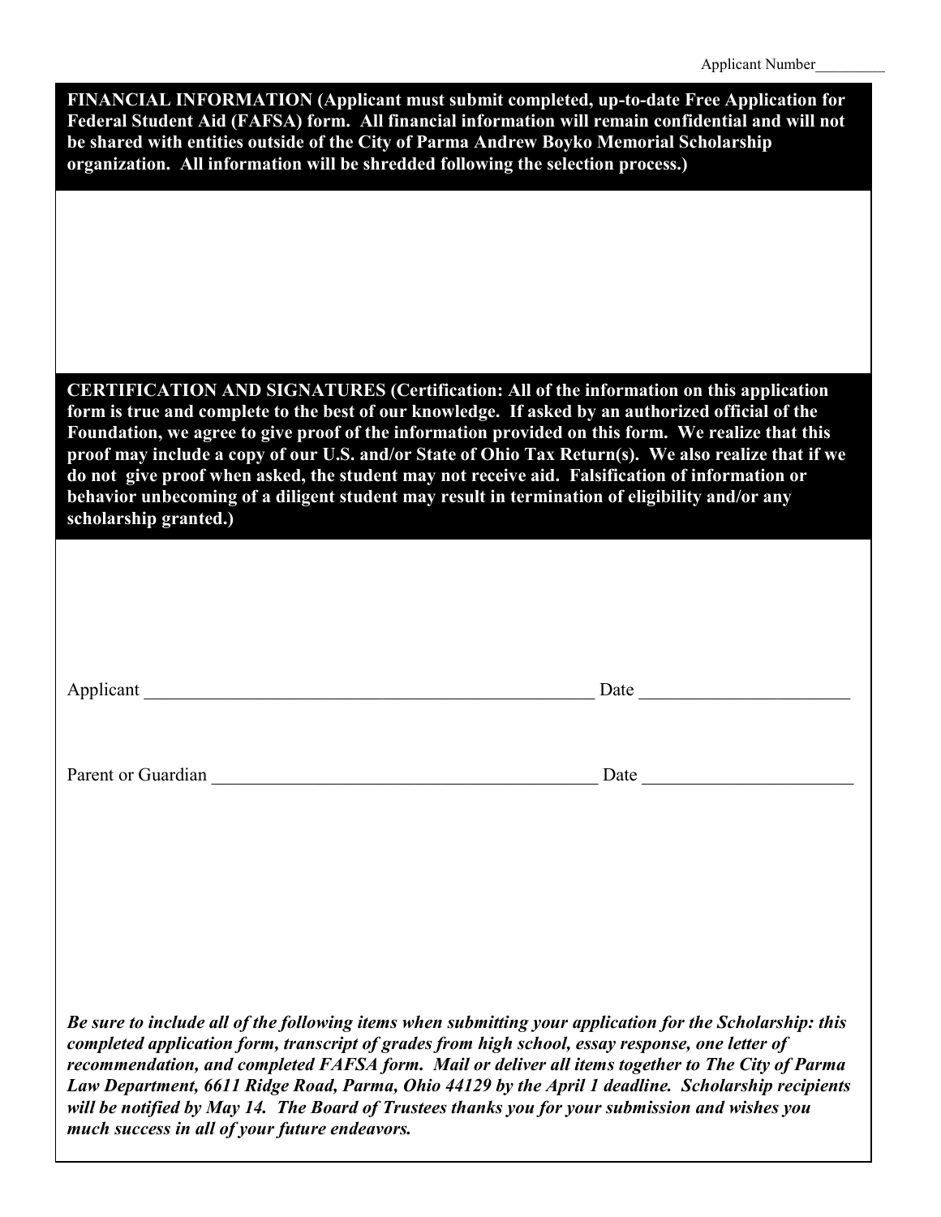Applicant Number_________

**FINANCIAL INFORMATION (Applicant must submit completed, up-to-date Free Application for Federal Student Aid (FAFSA) form. All financial information will remain confidential and will not be shared with entities outside of the City of Parma Andrew Boyko Memorial Scholarship organization. All information will be shredded following the selection process.)**

**CERTIFICATION AND SIGNATURES (Certification: All of the information on this application form is true and complete to the best of our knowledge. If asked by an authorized official of the Foundation, we agree to give proof of the information provided on this form. We realize that this proof may include a copy of our U.S. and/or State of Ohio Tax Return(s). We also realize that if we do not give proof when asked, the student may not receive aid. Falsification of information or behavior unbecoming of a diligent student may result in termination of eligibility and/or any scholarship granted.)**

Applicant ____________________________________________________ Date _______________________

Parent or Guardian ___________________________________________ Date _______________________

***Be sure to include all of the following items when submitting your application for the Scholarship: this completed application form, transcript of grades from high school, essay response, one letter of recommendation, and completed FAFSA form. Mail or deliver all items together to The City of Parma Law Department, 6611 Ridge Road, Parma, Ohio 44129 by the April 1 deadline. Scholarship recipients will be notified by May 14. The Board of Trustees thanks you for your submission and wishes you much success in all of your future endeavors.***